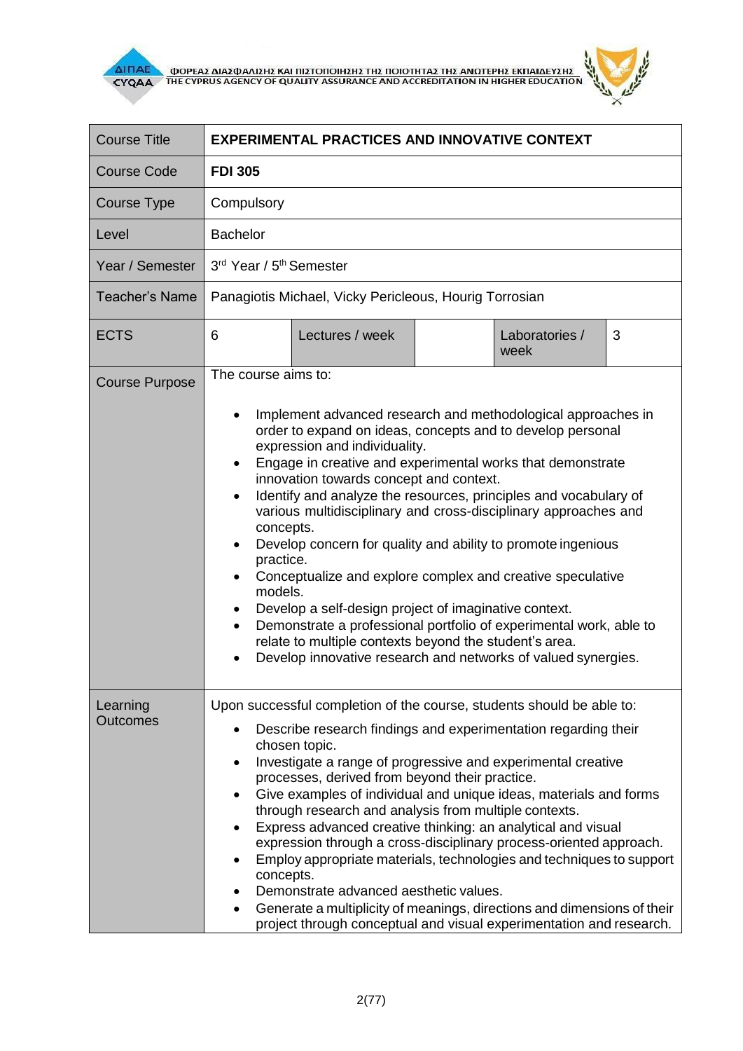| Course Title | **EXPERIMENTAL PRACTICES AND INNOVATIVE CONTEXT** | | | |
|---|---|---|---|---|
| Course Code | **FDI 305** | | | |
| Course Type | Compulsory | | | |
| Level | Bachelor | | | |
| Year / Semester | 3rd Year / 5th Semester | | | |
| Teacher's Name | Panagiotis Michael, Vicky Pericleous, Hourig Torrosian | | | |
| ECTS | 6 | Lectures / week | | Laboratories / week | 3 |
| Course Purpose | The course aims to:<br><ul><li>Implement advanced research and methodological approaches in order to expand on ideas, concepts and to develop personal expression and individuality.</li><li>Engage in creative and experimental works that demonstrate innovation towards concept and context.</li><li>Identify and analyze the resources, principles and vocabulary of various multidisciplinary and cross-disciplinary approaches and concepts.</li><li>Develop concern for quality and ability to promote ingenious practice.</li><li>Conceptualize and explore complex and creative speculative models.</li><li>Develop a self-design project of imaginative context.</li><li>Demonstrate a professional portfolio of experimental work, able to relate to multiple contexts beyond the student's area.</li><li>Develop innovative research and networks of valued synergies.</li></ul> | | | |
| Learning Outcomes | Upon successful completion of the course, students should be able to:<br><ul><li>Describe research findings and experimentation regarding their chosen topic.</li><li>Investigate a range of progressive and experimental creative processes, derived from beyond their practice.</li><li>Give examples of individual and unique ideas, materials and forms through research and analysis from multiple contexts.</li><li>Express advanced creative thinking: an analytical and visual expression through a cross-disciplinary process-oriented approach.</li><li>Employ appropriate materials, technologies and techniques to support concepts.</li><li>Demonstrate advanced aesthetic values.</li><li>Generate a multiplicity of meanings, directions and dimensions of their project through conceptual and visual experimentation and research.</li></ul> | | | |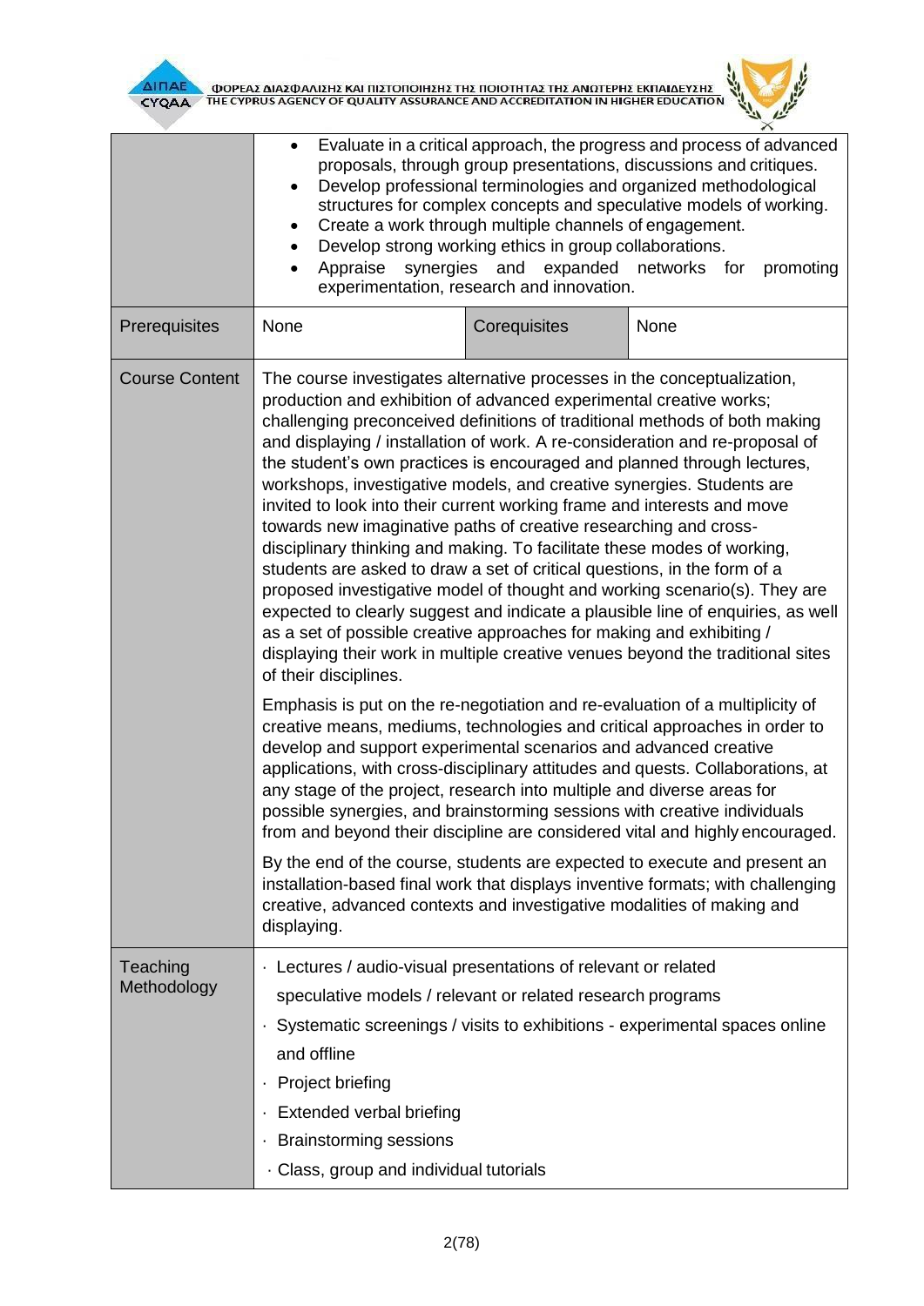| | | | |
|---|---|---|---|
| | • Evaluate in a critical approach, the progress and process of advanced proposals, through group presentations, discussions and critiques.<br>• Develop professional terminologies and organized methodological structures for complex concepts and speculative models of working.<br>• Create a work through multiple channels of engagement.<br>• Develop strong working ethics in group collaborations.<br>• Appraise synergies and expanded networks for promoting experimentation, research and innovation. | | |
| Prerequisites | None | Corequisites | None |
| Course Content | The course investigates alternative processes in the conceptualization, production and exhibition of advanced experimental creative works; challenging preconceived definitions of traditional methods of both making and displaying / installation of work. A re-consideration and re-proposal of the student's own practices is encouraged and planned through lectures, workshops, investigative models, and creative synergies. Students are invited to look into their current working frame and interests and move towards new imaginative paths of creative researching and cross-disciplinary thinking and making. To facilitate these modes of working, students are asked to draw a set of critical questions, in the form of a proposed investigative model of thought and working scenario(s). They are expected to clearly suggest and indicate a plausible line of enquiries, as well as a set of possible creative approaches for making and exhibiting / displaying their work in multiple creative venues beyond the traditional sites of their disciplines.<br><br>Emphasis is put on the re-negotiation and re-evaluation of a multiplicity of creative means, mediums, technologies and critical approaches in order to develop and support experimental scenarios and advanced creative applications, with cross-disciplinary attitudes and quests. Collaborations, at any stage of the project, research into multiple and diverse areas for possible synergies, and brainstorming sessions with creative individuals from and beyond their discipline are considered vital and highly encouraged.<br><br>By the end of the course, students are expected to execute and present an installation-based final work that displays inventive formats; with challenging creative, advanced contexts and investigative modalities of making and displaying. | | |
| Teaching Methodology | · Lectures / audio-visual presentations of relevant or related speculative models / relevant or related research programs<br>· Systematic screenings / visits to exhibitions - experimental spaces online and offline<br>· Project briefing<br>· Extended verbal briefing<br>· Brainstorming sessions<br>· Class, group and individual tutorials | | |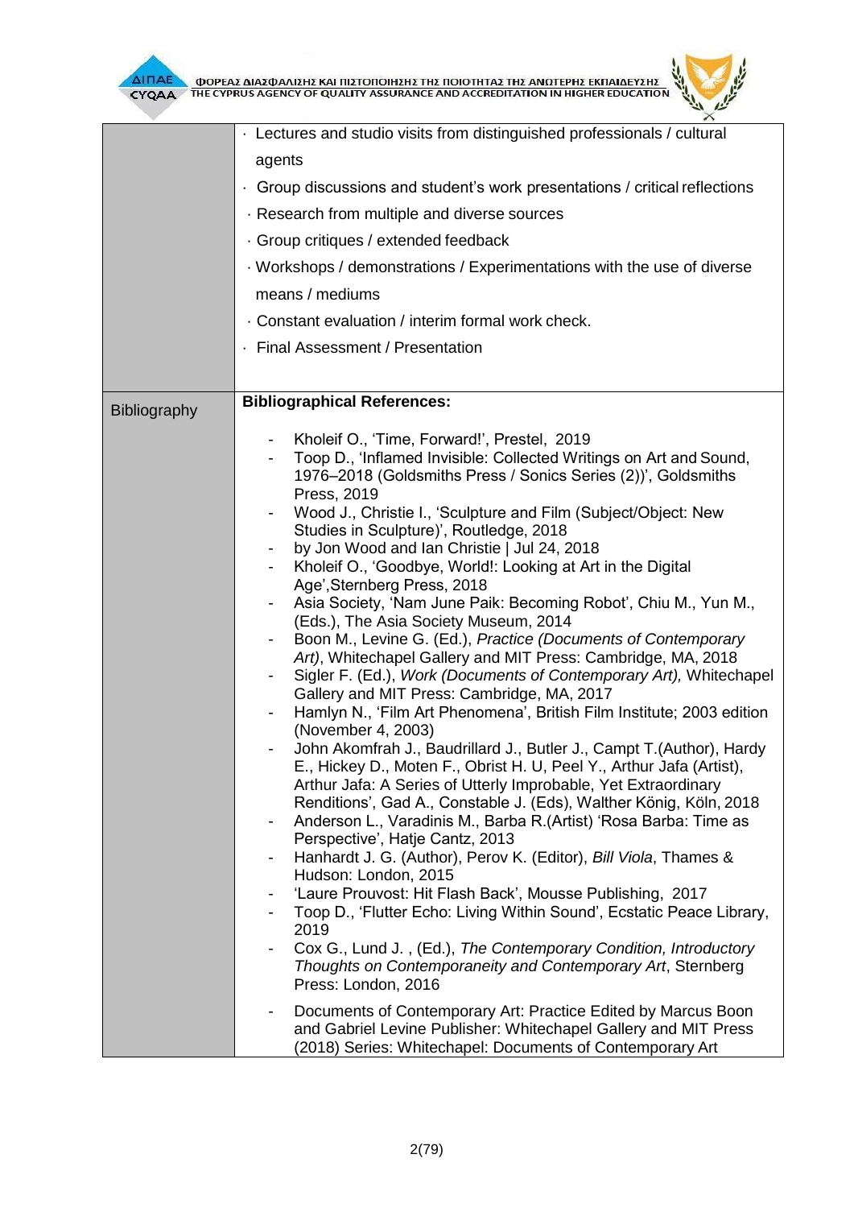| | |
|---|---|
| | · Lectures and studio visits from distinguished professionals / cultural agents<br>· Group discussions and student's work presentations / critical reflections<br>· Research from multiple and diverse sources<br>· Group critiques / extended feedback<br>· Workshops / demonstrations / Experimentations with the use of diverse means / mediums<br>· Constant evaluation / interim formal work check.<br>· Final Assessment / Presentation |
| Bibliography | **Bibliographical References:**<br><br>- Kholeif O., 'Time, Forward!', Prestel, 2019<br>- Toop D., 'Inflamed Invisible: Collected Writings on Art and Sound, 1976–2018 (Goldsmiths Press / Sonics Series (2))', Goldsmiths Press, 2019<br>- Wood J., Christie I., 'Sculpture and Film (Subject/Object: New Studies in Sculpture)', Routledge, 2018<br>- by Jon Wood and Ian Christie \| Jul 24, 2018<br>- Kholeif O., 'Goodbye, World!: Looking at Art in the Digital Age',Sternberg Press, 2018<br>- Asia Society, 'Nam June Paik: Becoming Robot', Chiu M., Yun M., (Eds.), The Asia Society Museum, 2014<br>- Boon M., Levine G. (Ed.), *Practice (Documents of Contemporary Art)*, Whitechapel Gallery and MIT Press: Cambridge, MA, 2018<br>- Sigler F. (Ed.), *Work (Documents of Contemporary Art),* Whitechapel Gallery and MIT Press: Cambridge, MA, 2017<br>- Hamlyn N., 'Film Art Phenomena', British Film Institute; 2003 edition (November 4, 2003)<br>- John Akomfrah J., Baudrillard J., Butler J., Campt T.(Author), Hardy E., Hickey D., Moten F., Obrist H. U, Peel Y., Arthur Jafa (Artist), Arthur Jafa: A Series of Utterly Improbable, Yet Extraordinary Renditions', Gad A., Constable J. (Eds), Walther König, Köln, 2018<br>- Anderson L., Varadinis M., Barba R.(Artist) 'Rosa Barba: Time as Perspective', Hatje Cantz, 2013<br>- Hanhardt J. G. (Author), Perov K. (Editor), *Bill Viola*, Thames & Hudson: London, 2015<br>- 'Laure Prouvost: Hit Flash Back', Mousse Publishing, 2017<br>- Toop D., 'Flutter Echo: Living Within Sound', Ecstatic Peace Library, 2019<br>- Cox G., Lund J. , (Ed.), *The Contemporary Condition, Introductory Thoughts on Contemporaneity and Contemporary Art*, Sternberg Press: London, 2016<br>- Documents of Contemporary Art: Practice Edited by Marcus Boon and Gabriel Levine Publisher: Whitechapel Gallery and MIT Press (2018) Series: Whitechapel: Documents of Contemporary Art |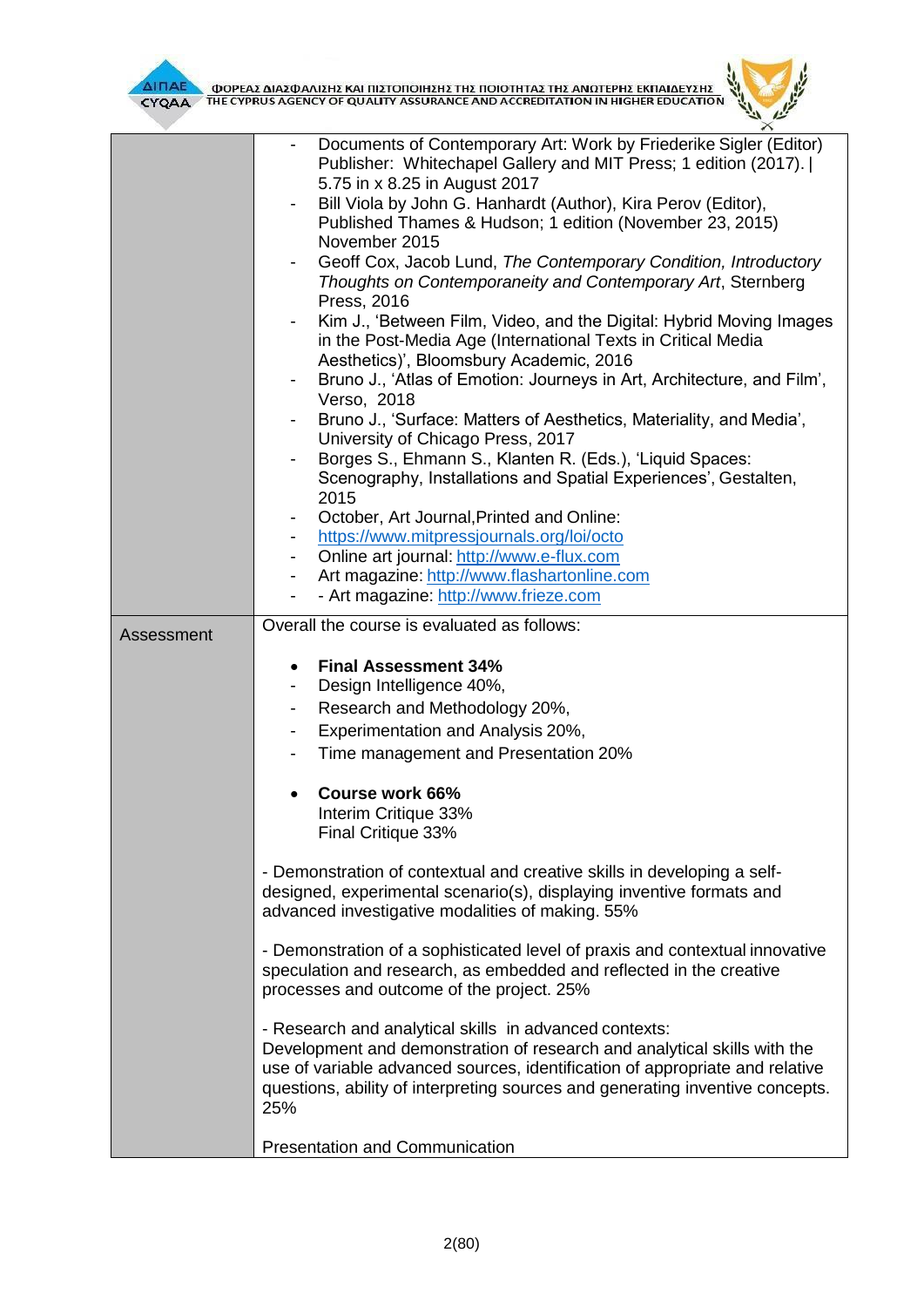| | |
|---|---|
| | - Documents of Contemporary Art: Work by Friederike Sigler (Editor) Publisher: Whitechapel Gallery and MIT Press; 1 edition (2017). \| 5.75 in x 8.25 in August 2017<br>- Bill Viola by John G. Hanhardt (Author), Kira Perov (Editor), Published Thames & Hudson; 1 edition (November 23, 2015) November 2015<br>- Geoff Cox, Jacob Lund, *The Contemporary Condition, Introductory Thoughts on Contemporaneity and Contemporary Art*, Sternberg Press, 2016<br>- Kim J., 'Between Film, Video, and the Digital: Hybrid Moving Images in the Post-Media Age (International Texts in Critical Media Aesthetics)', Bloomsbury Academic, 2016<br>- Bruno J., 'Atlas of Emotion: Journeys in Art, Architecture, and Film', Verso, 2018<br>- Bruno J., 'Surface: Matters of Aesthetics, Materiality, and Media', University of Chicago Press, 2017<br>- Borges S., Ehmann S., Klanten R. (Eds.), 'Liquid Spaces: Scenography, Installations and Spatial Experiences', Gestalten, 2015<br>- October, Art Journal,Printed and Online:<br>- https://www.mitpressjournals.org/loi/octo<br>- Online art journal: http://www.e-flux.com<br>- Art magazine: http://www.flashartonline.com<br>- - Art magazine: http://www.frieze.com |
| Assessment | Overall the course is evaluated as follows:<br><br>• **Final Assessment 34%**<br>- Design Intelligence 40%,<br>- Research and Methodology 20%,<br>- Experimentation and Analysis 20%,<br>- Time management and Presentation 20%<br><br>• **Course work 66%**<br>Interim Critique 33%<br>Final Critique 33%<br><br>- Demonstration of contextual and creative skills in developing a self-designed, experimental scenario(s), displaying inventive formats and advanced investigative modalities of making. 55%<br><br>- Demonstration of a sophisticated level of praxis and contextual innovative speculation and research, as embedded and reflected in the creative processes and outcome of the project. 25%<br><br>- Research and analytical skills in advanced contexts:<br>Development and demonstration of research and analytical skills with the use of variable advanced sources, identification of appropriate and relative questions, ability of interpreting sources and generating inventive concepts. 25%<br><br>Presentation and Communication |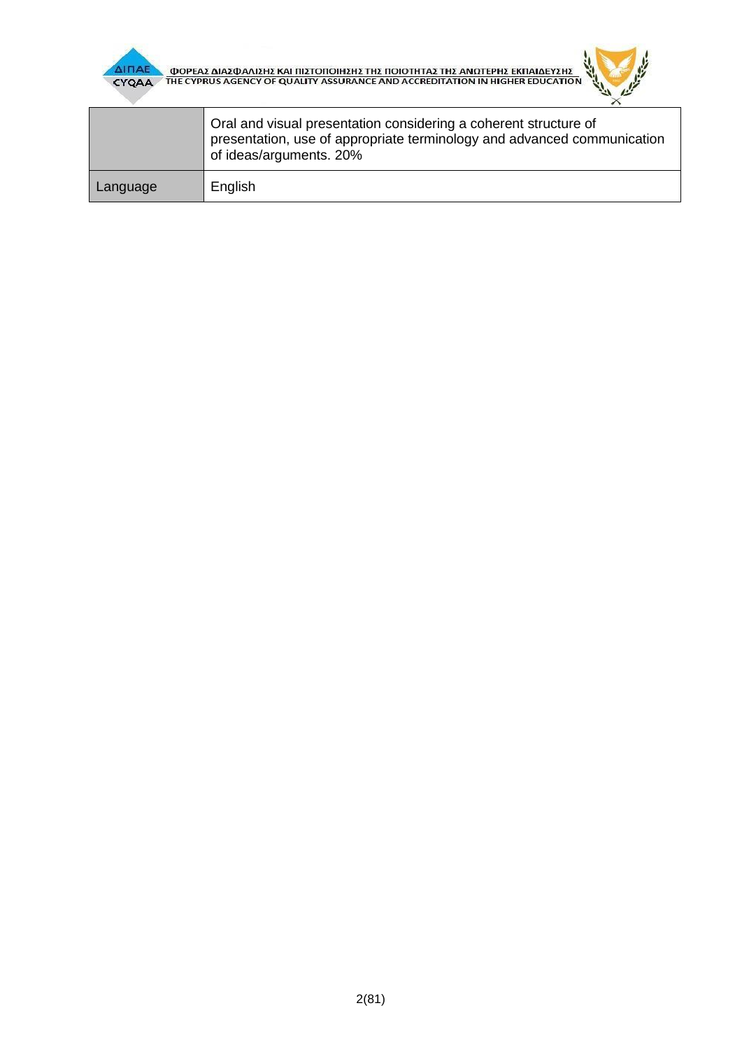| | |
|---|---|
| | Oral and visual presentation considering a coherent structure of presentation, use of appropriate terminology and advanced communication of ideas/arguments. 20% |
| Language | English |